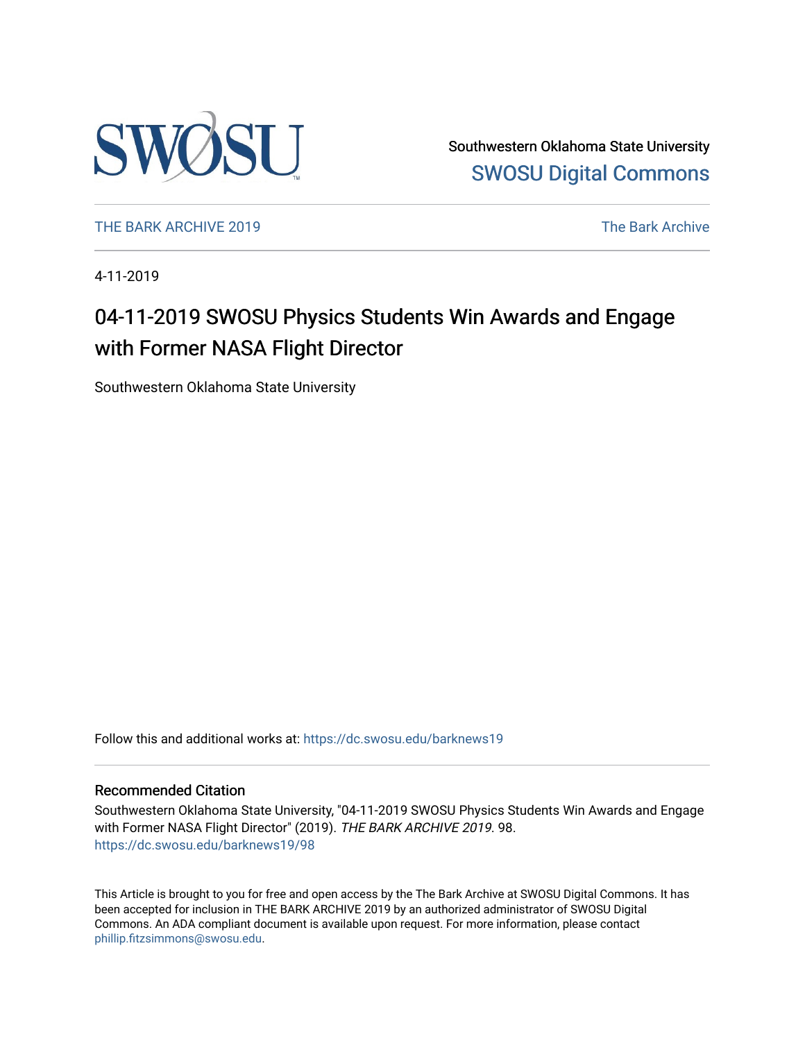Southwestern Oklahoma State University

SWOSU Digital Commons

THE BARK ARCHIVE 2019

The Bark Archive

4-11-2019

# 04-11-2019 SWOSU Physics Students Win Awards and Engage with Former NASA Flight Director

Southwestern Oklahoma State University

Follow this and additional works at: https://dc.swosu.edu/barknews19

## Recommended Citation

Southwestern Oklahoma State University, "04-11-2019 SWOSU Physics Students Win Awards and Engage with Former NASA Flight Director" (2019). *THE BARK ARCHIVE 2019*. 98.
https://dc.swosu.edu/barknews19/98

This Article is brought to you for free and open access by the The Bark Archive at SWOSU Digital Commons. It has been accepted for inclusion in THE BARK ARCHIVE 2019 by an authorized administrator of SWOSU Digital Commons. An ADA compliant document is available upon request. For more information, please contact phillip.fitzsimmons@swosu.edu.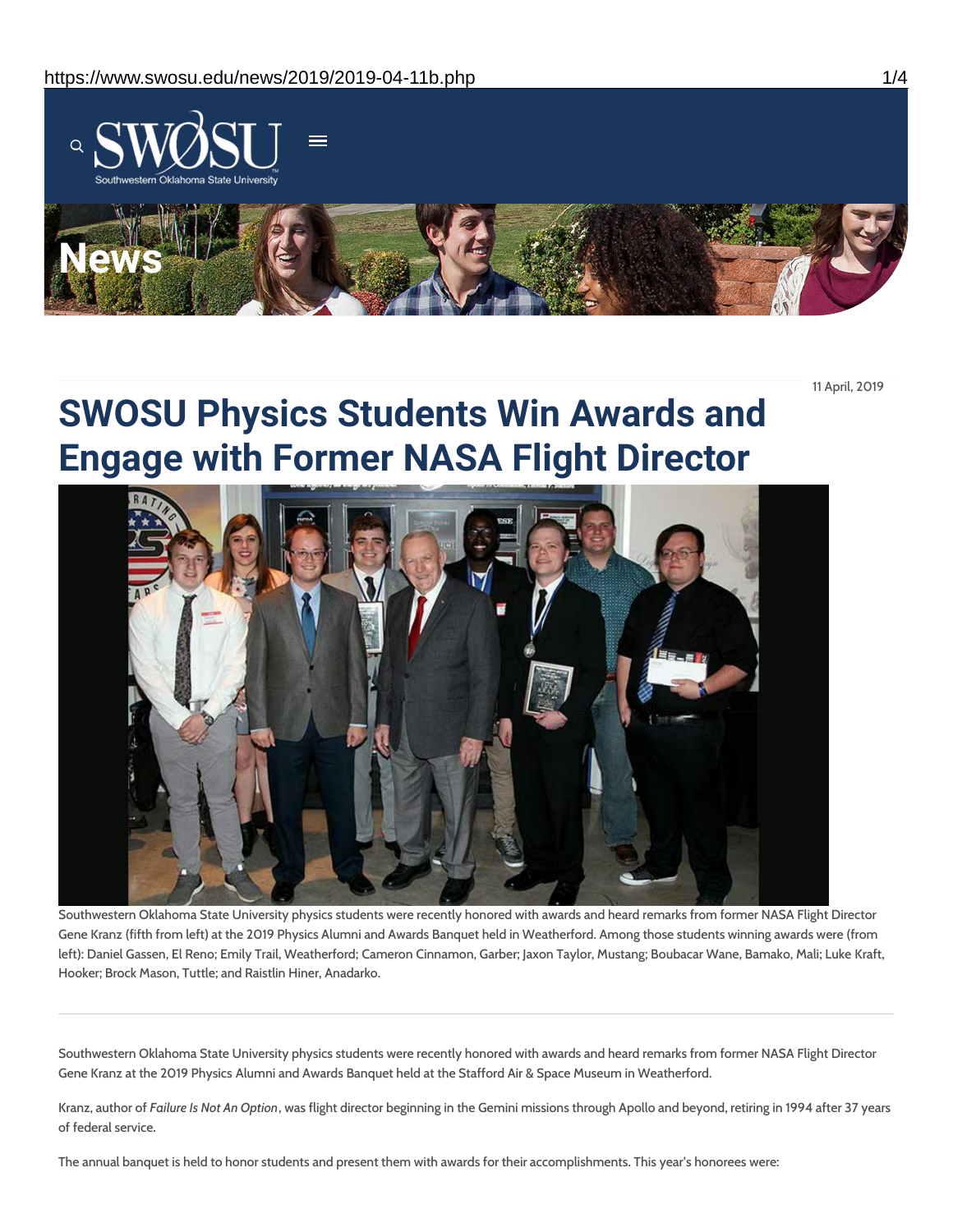11 April, 2019

# SWOSU Physics Students Win Awards and Engage with Former NASA Flight Director

Southwestern Oklahoma State University physics students were recently honored with awards and heard remarks from former NASA Flight Director Gene Kranz (fifth from left) at the 2019 Physics Alumni and Awards Banquet held in Weatherford. Among those students winning awards were (from left): Daniel Gassen, El Reno; Emily Trail, Weatherford; Cameron Cinnamon, Garber; Jaxon Taylor, Mustang; Boubacar Wane, Bamako, Mali; Luke Kraft, Hooker; Brock Mason, Tuttle; and Raistlin Hiner, Anadarko.

---

Southwestern Oklahoma State University physics students were recently honored with awards and heard remarks from former NASA Flight Director Gene Kranz at the 2019 Physics Alumni and Awards Banquet held at the Stafford Air & Space Museum in Weatherford.

Kranz, author of *Failure Is Not An Option*, was flight director beginning in the Gemini missions through Apollo and beyond, retiring in 1994 after 37 years of federal service.

The annual banquet is held to honor students and present them with awards for their accomplishments. This year's honorees were: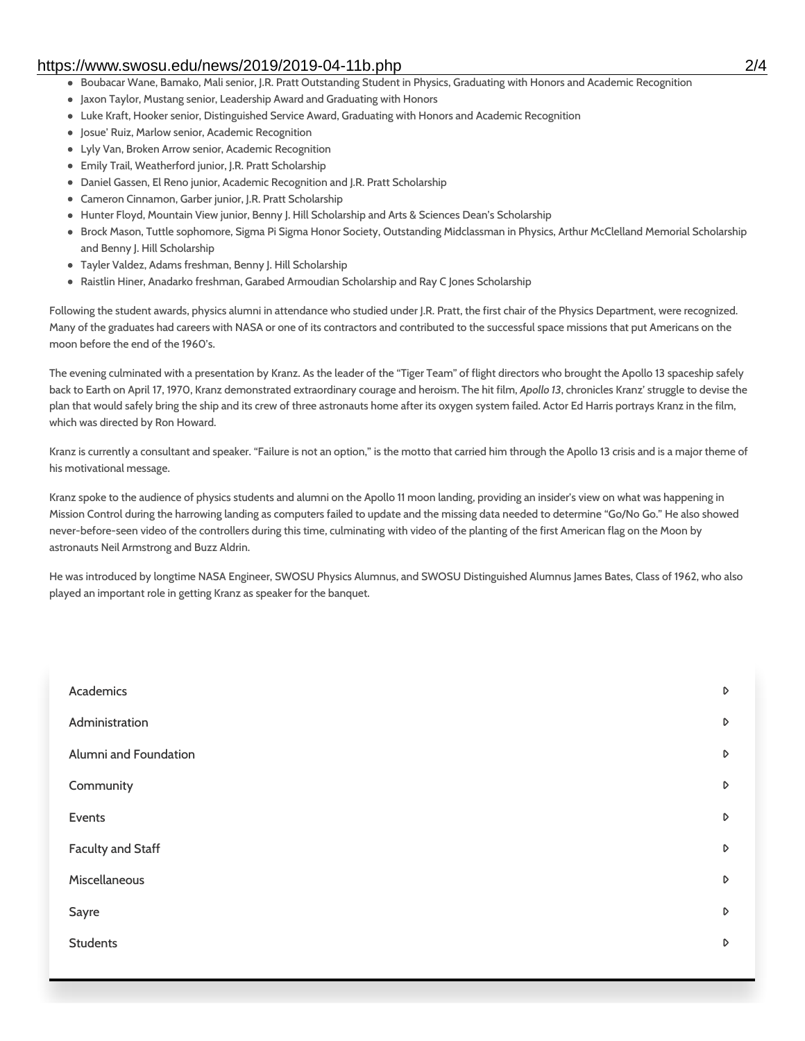- Boubacar Wane, Bamako, Mali senior, J.R. Pratt Outstanding Student in Physics, Graduating with Honors and Academic Recognition
- Jaxon Taylor, Mustang senior, Leadership Award and Graduating with Honors
- Luke Kraft, Hooker senior, Distinguished Service Award, Graduating with Honors and Academic Recognition
- Josue' Ruiz, Marlow senior, Academic Recognition
- Lyly Van, Broken Arrow senior, Academic Recognition
- Emily Trail, Weatherford junior, J.R. Pratt Scholarship
- Daniel Gassen, El Reno junior, Academic Recognition and J.R. Pratt Scholarship
- Cameron Cinnamon, Garber junior, J.R. Pratt Scholarship
- Hunter Floyd, Mountain View junior, Benny J. Hill Scholarship and Arts & Sciences Dean's Scholarship
- Brock Mason, Tuttle sophomore, Sigma Pi Sigma Honor Society, Outstanding Midclassman in Physics, Arthur McClelland Memorial Scholarship and Benny J. Hill Scholarship
- Tayler Valdez, Adams freshman, Benny J. Hill Scholarship
- Raistlin Hiner, Anadarko freshman, Garabed Armoudian Scholarship and Ray C Jones Scholarship

Following the student awards, physics alumni in attendance who studied under J.R. Pratt, the first chair of the Physics Department, were recognized. Many of the graduates had careers with NASA or one of its contractors and contributed to the successful space missions that put Americans on the moon before the end of the 1960's.

The evening culminated with a presentation by Kranz. As the leader of the "Tiger Team" of flight directors who brought the Apollo 13 spaceship safely back to Earth on April 17, 1970, Kranz demonstrated extraordinary courage and heroism. The hit film, *Apollo 13*, chronicles Kranz' struggle to devise the plan that would safely bring the ship and its crew of three astronauts home after its oxygen system failed. Actor Ed Harris portrays Kranz in the film, which was directed by Ron Howard.

Kranz is currently a consultant and speaker. "Failure is not an option," is the motto that carried him through the Apollo 13 crisis and is a major theme of his motivational message.

Kranz spoke to the audience of physics students and alumni on the Apollo 11 moon landing, providing an insider's view on what was happening in Mission Control during the harrowing landing as computers failed to update and the missing data needed to determine "Go/No Go." He also showed never-before-seen video of the controllers during this time, culminating with video of the planting of the first American flag on the Moon by astronauts Neil Armstrong and Buzz Aldrin.

He was introduced by longtime NASA Engineer, SWOSU Physics Alumnus, and SWOSU Distinguished Alumnus James Bates, Class of 1962, who also played an important role in getting Kranz as speaker for the banquet.

- Academics
- Administration
- Alumni and Foundation
- Community
- Events
- Faculty and Staff
- Miscellaneous
- Sayre
- Students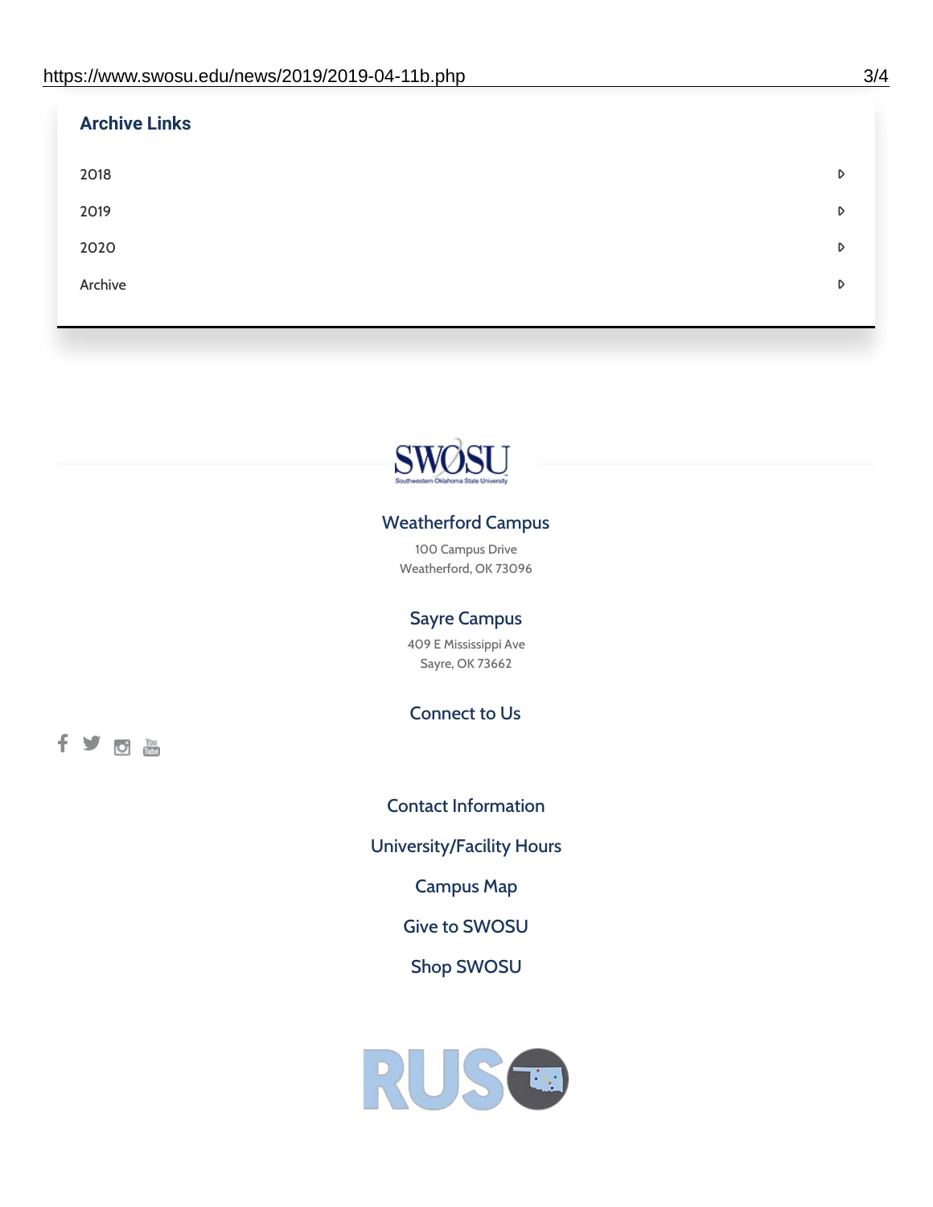## Archive Links

- 2018
- 2019
- 2020
- Archive

### Weatherford Campus

100 Campus Drive
Weatherford, OK 73096

### Sayre Campus

409 E Mississippi Ave
Sayre, OK 73662

### Connect to Us

Contact Information

University/Facility Hours

Campus Map

Give to SWOSU

Shop SWOSU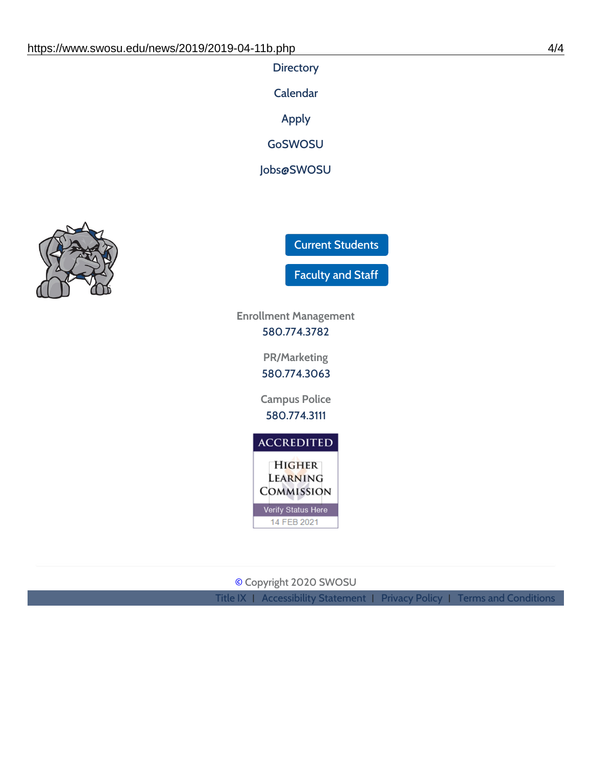Directory

Calendar

Apply

GoSWOSU

Jobs@SWOSU

Current Students

Faculty and Staff

Enrollment Management
580.774.3782

PR/Marketing
580.774.3063

Campus Police
580.774.3111

ACCREDITED

HIGHER LEARNING COMMISSION

Verify Status Here

14 FEB 2021

© Copyright 2020 SWOSU

Title IX | Accessibility Statement | Privacy Policy | Terms and Conditions